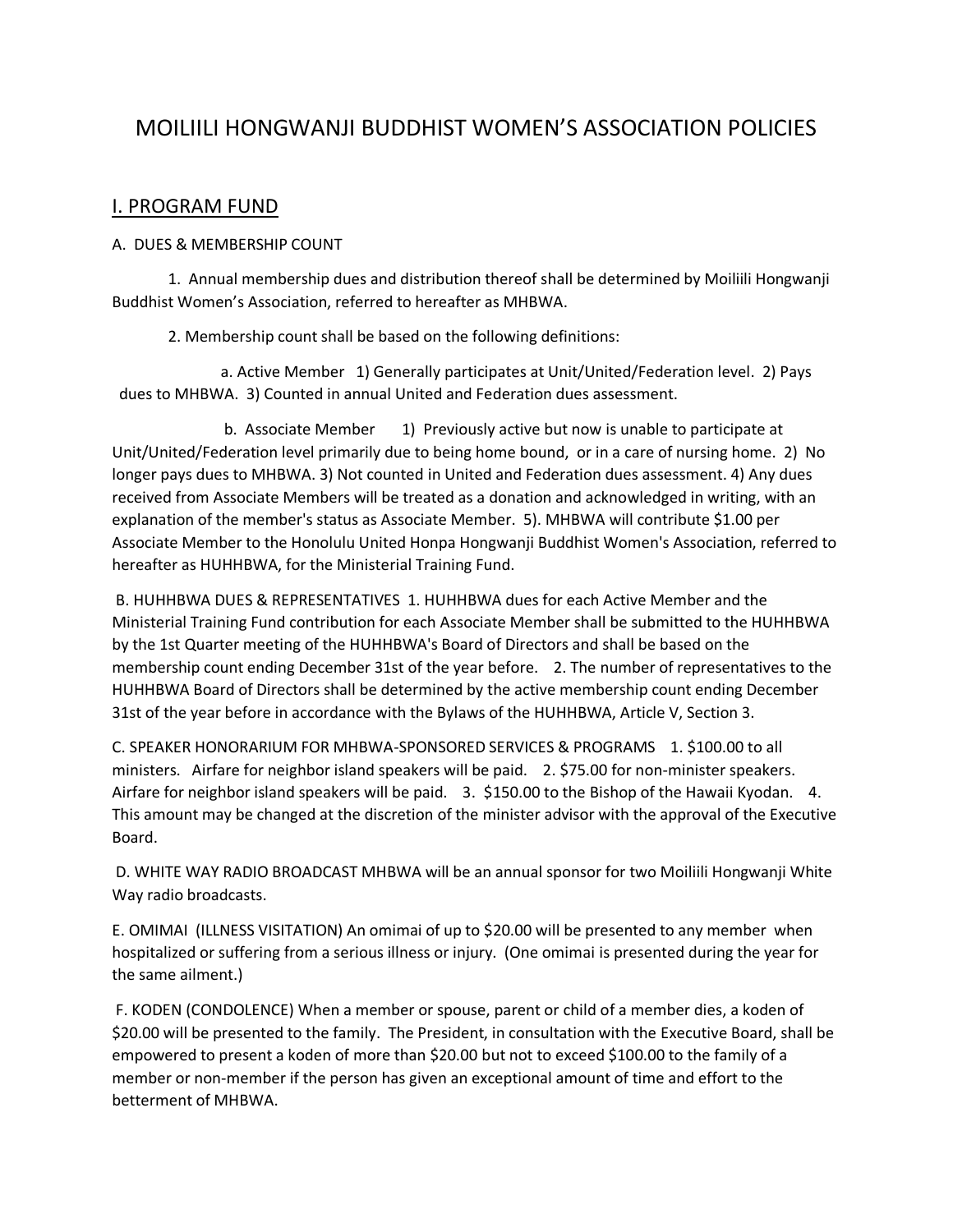# MOILIILI HONGWANJI BUDDHIST WOMEN'S ASSOCIATION POLICIES

## I. PROGRAM FUND

A. DUES & MEMBERSHIP COUNT

1. Annual membership dues and distribution thereof shall be determined by Moiliili Hongwanji Buddhist Women's Association, referred to hereafter as MHBWA.

2. Membership count shall be based on the following definitions:

a. Active Member 1) Generally participates at Unit/United/Federation level. 2) Pays dues to MHBWA. 3) Counted in annual United and Federation dues assessment.

b. Associate Member 1) Previously active but now is unable to participate at Unit/United/Federation level primarily due to being home bound, or in a care of nursing home. 2) No longer pays dues to MHBWA. 3) Not counted in United and Federation dues assessment. 4) Any dues received from Associate Members will be treated as a donation and acknowledged in writing, with an explanation of the member's status as Associate Member. 5). MHBWA will contribute $1.00 per Associate Member to the Honolulu United Honpa Hongwanji Buddhist Women's Association, referred to hereafter as HUHHBWA, for the Ministerial Training Fund.

B. HUHHBWA DUES & REPRESENTATIVES 1. HUHHBWA dues for each Active Member and the Ministerial Training Fund contribution for each Associate Member shall be submitted to the HUHHBWA by the 1st Quarter meeting of the HUHHBWA's Board of Directors and shall be based on the membership count ending December 31st of the year before. 2. The number of representatives to the HUHHBWA Board of Directors shall be determined by the active membership count ending December 31st of the year before in accordance with the Bylaws of the HUHHBWA, Article V, Section 3.

C. SPEAKER HONORARIUM FOR MHBWA-SPONSORED SERVICES & PROGRAMS 1. $100.00 to all ministers. Airfare for neighbor island speakers will be paid. 2. $75.00 for non-minister speakers. Airfare for neighbor island speakers will be paid. 3. $150.00 to the Bishop of the Hawaii Kyodan. 4. This amount may be changed at the discretion of the minister advisor with the approval of the Executive Board.

D. WHITE WAY RADIO BROADCAST MHBWA will be an annual sponsor for two Moiliili Hongwanji White Way radio broadcasts.

E. OMIMAI (ILLNESS VISITATION) An omimai of up to $20.00 will be presented to any member when hospitalized or suffering from a serious illness or injury. (One omimai is presented during the year for the same ailment.)

F. KODEN (CONDOLENCE) When a member or spouse, parent or child of a member dies, a koden of $20.00 will be presented to the family. The President, in consultation with the Executive Board, shall be empowered to present a koden of more than $20.00 but not to exceed $100.00 to the family of a member or non-member if the person has given an exceptional amount of time and effort to the betterment of MHBWA.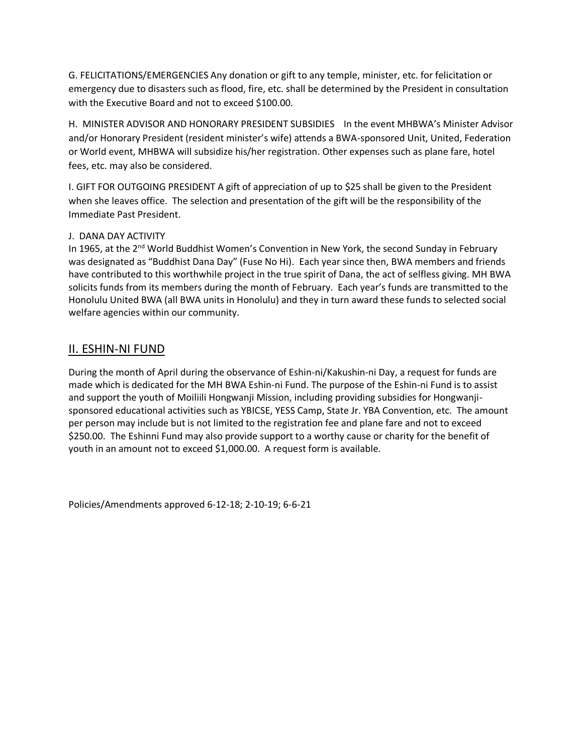G. FELICITATIONS/EMERGENCIES Any donation or gift to any temple, minister, etc. for felicitation or emergency due to disasters such as flood, fire, etc. shall be determined by the President in consultation with the Executive Board and not to exceed $100.00.

H. MINISTER ADVISOR AND HONORARY PRESIDENT SUBSIDIES In the event MHBWA's Minister Advisor and/or Honorary President (resident minister's wife) attends a BWA-sponsored Unit, United, Federation or World event, MHBWA will subsidize his/her registration. Other expenses such as plane fare, hotel fees, etc. may also be considered.

I. GIFT FOR OUTGOING PRESIDENT A gift of appreciation of up to $25 shall be given to the President when she leaves office. The selection and presentation of the gift will be the responsibility of the Immediate Past President.

J. DANA DAY ACTIVITY
In 1965, at the 2nd World Buddhist Women's Convention in New York, the second Sunday in February was designated as "Buddhist Dana Day" (Fuse No Hi). Each year since then, BWA members and friends have contributed to this worthwhile project in the true spirit of Dana, the act of selfless giving. MH BWA solicits funds from its members during the month of February. Each year's funds are transmitted to the Honolulu United BWA (all BWA units in Honolulu) and they in turn award these funds to selected social welfare agencies within our community.

## II. ESHIN-NI FUND

During the month of April during the observance of Eshin-ni/Kakushin-ni Day, a request for funds are made which is dedicated for the MH BWA Eshin-ni Fund. The purpose of the Eshin-ni Fund is to assist and support the youth of Moiliili Hongwanji Mission, including providing subsidies for Hongwanji-sponsored educational activities such as YBICSE, YESS Camp, State Jr. YBA Convention, etc. The amount per person may include but is not limited to the registration fee and plane fare and not to exceed $250.00. The Eshinni Fund may also provide support to a worthy cause or charity for the benefit of youth in an amount not to exceed $1,000.00. A request form is available.

Policies/Amendments approved 6-12-18; 2-10-19; 6-6-21